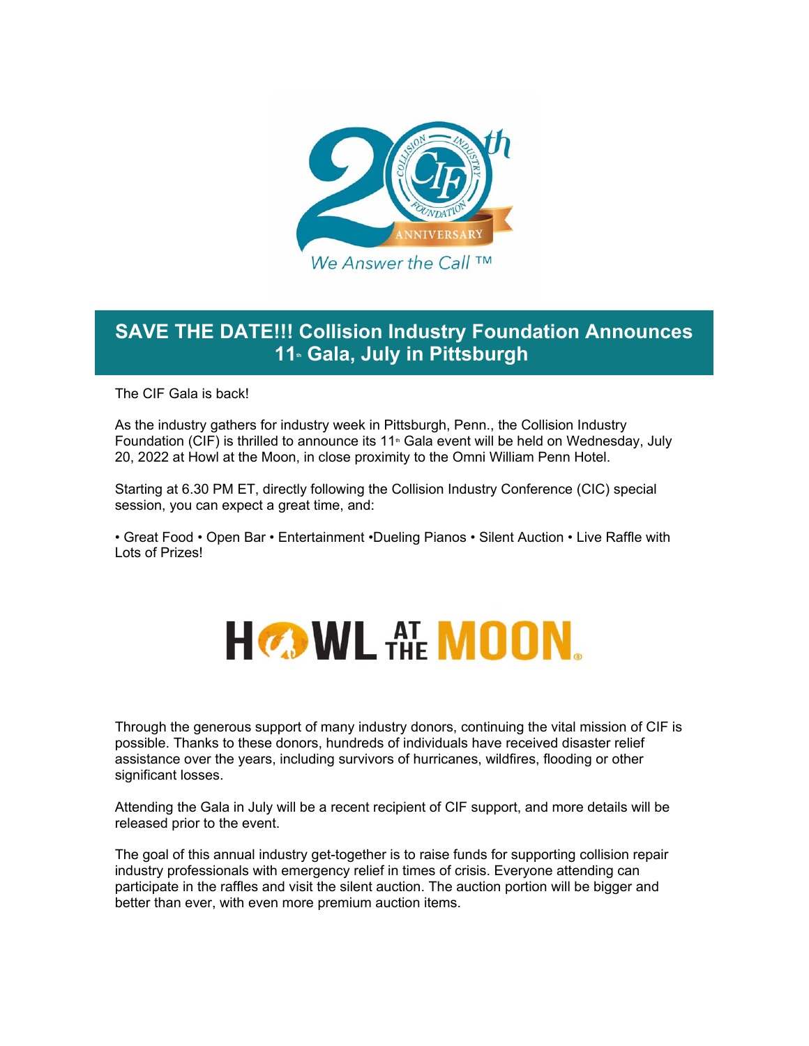# SAVE THE DATE!!! Collision Industry Foundation Announces 11th Gala, July in Pittsburgh

The CIF Gala is back!

As the industry gathers for industry week in Pittsburgh, Penn., the Collision Industry Foundation (CIF) is thrilled to announce its 11th Gala event will be held on Wednesday, July 20, 2022 at Howl at the Moon, in close proximity to the Omni William Penn Hotel.

Starting at 6.30 PM ET, directly following the Collision Industry Conference (CIC) special session, you can expect a great time, and:

• Great Food • Open Bar • Entertainment •Dueling Pianos • Silent Auction • Live Raffle with Lots of Prizes!

Through the generous support of many industry donors, continuing the vital mission of CIF is possible. Thanks to these donors, hundreds of individuals have received disaster relief assistance over the years, including survivors of hurricanes, wildfires, flooding or other significant losses.

Attending the Gala in July will be a recent recipient of CIF support, and more details will be released prior to the event.

The goal of this annual industry get-together is to raise funds for supporting collision repair industry professionals with emergency relief in times of crisis. Everyone attending can participate in the raffles and visit the silent auction. The auction portion will be bigger and better than ever, with even more premium auction items.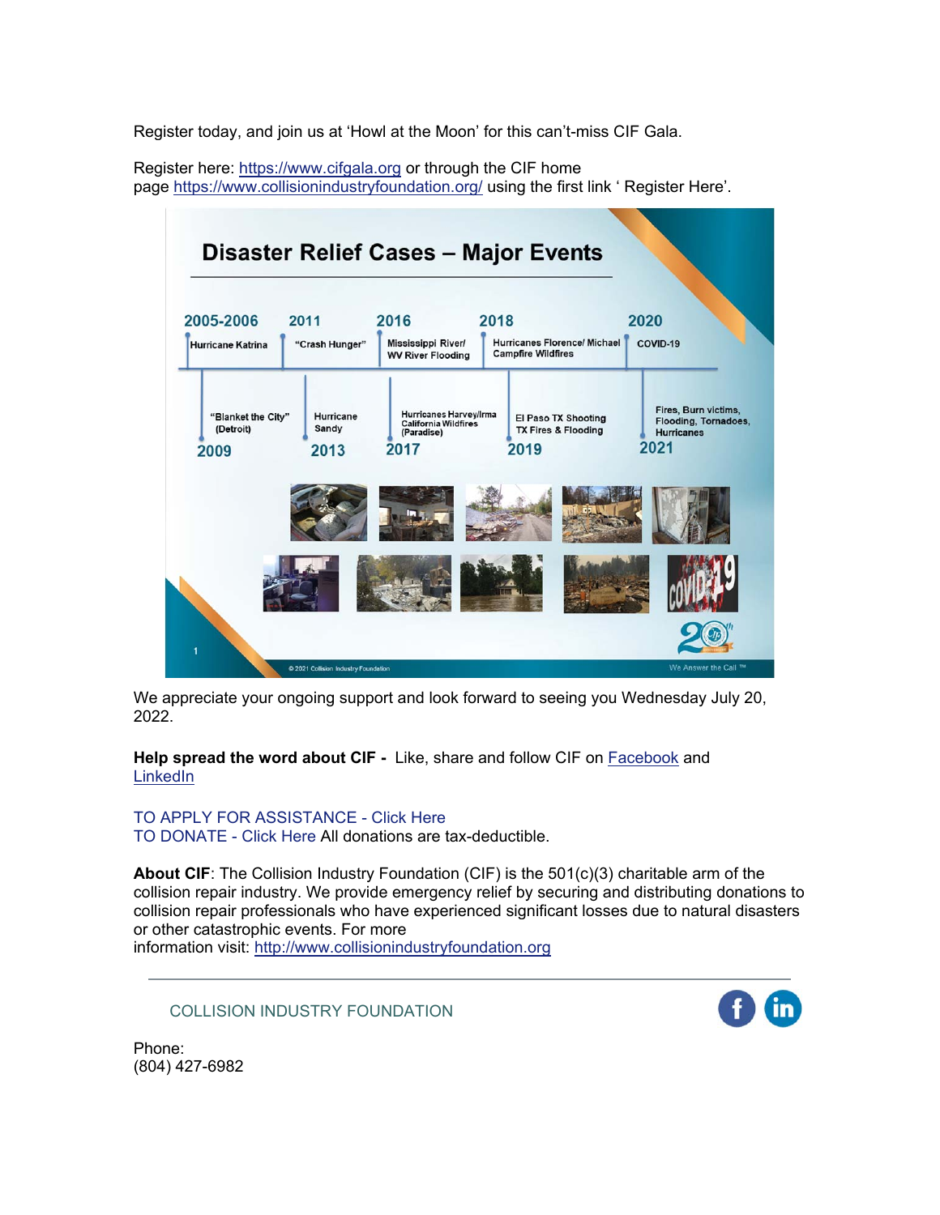Register today, and join us at 'Howl at the Moon' for this can't-miss CIF Gala.

Register here: https://www.cifgala.org or through the CIF home page https://www.collisionindustryfoundation.org/ using the first link ' Register Here'.

## Disaster Relief Cases – Major Events

- **2005-2006** Hurricane Katrina
- **2009** "Blanket the City" (Detroit)
- **2011** "Crash Hunger"
- **2013** Hurricane Sandy
- **2016** Mississippi River/ WV River Flooding
- **2017** Hurricanes Harvey/Irma California Wildfires (Paradise)
- **2018** Hurricanes Florence/ Michael Campfire Wildfires
- **2019** El Paso TX Shooting TX Fires & Flooding
- **2020** COVID-19
- **2021** Fires, Burn victims, Flooding, Tornadoes, Hurricanes

© 2021 Collision Industry Foundation — We Answer the Call ™

We appreciate your ongoing support and look forward to seeing you Wednesday July 20, 2022.

**Help spread the word about CIF -** Like, share and follow CIF on Facebook and LinkedIn

TO APPLY FOR ASSISTANCE - Click Here
TO DONATE - Click Here All donations are tax-deductible.

**About CIF**: The Collision Industry Foundation (CIF) is the 501(c)(3) charitable arm of the collision repair industry. We provide emergency relief by securing and distributing donations to collision repair professionals who have experienced significant losses due to natural disasters or other catastrophic events. For more information visit: http://www.collisionindustryfoundation.org

---

COLLISION INDUSTRY FOUNDATION

Phone:
(804) 427-6982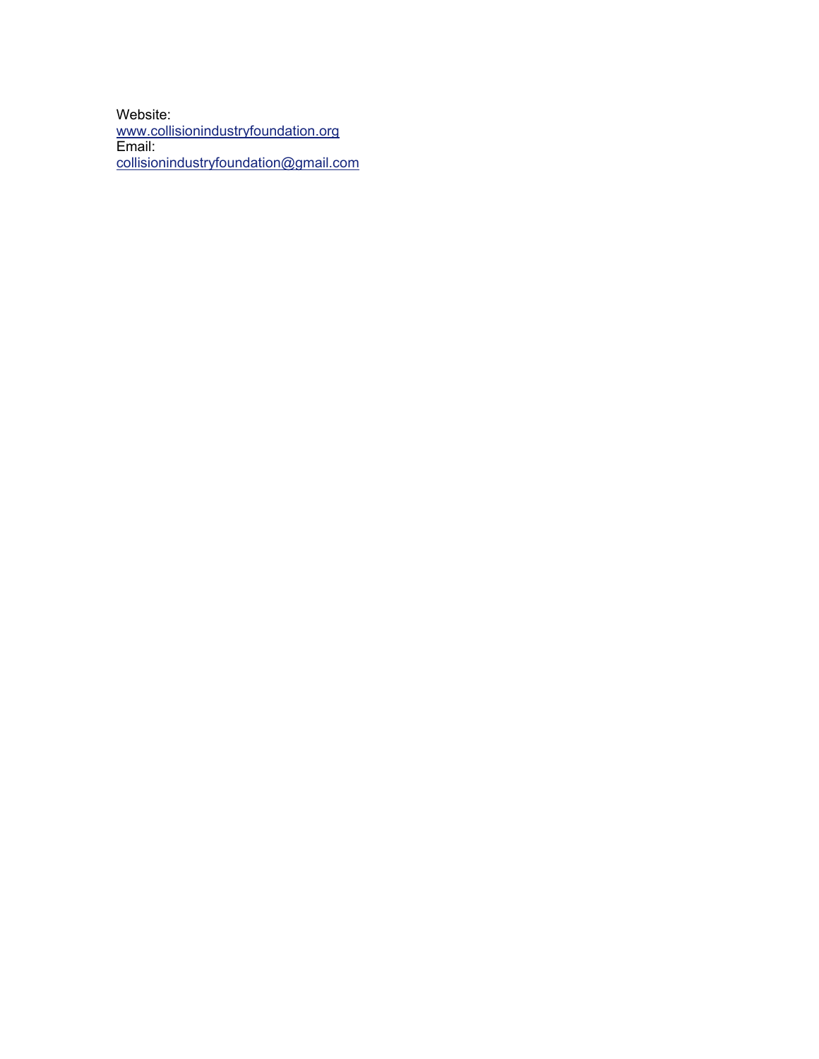Website:
[www.collisionindustryfoundation.org](http://www.collisionindustryfoundation.org)
Email:
[collisionindustryfoundation@gmail.com](mailto:collisionindustryfoundation@gmail.com)